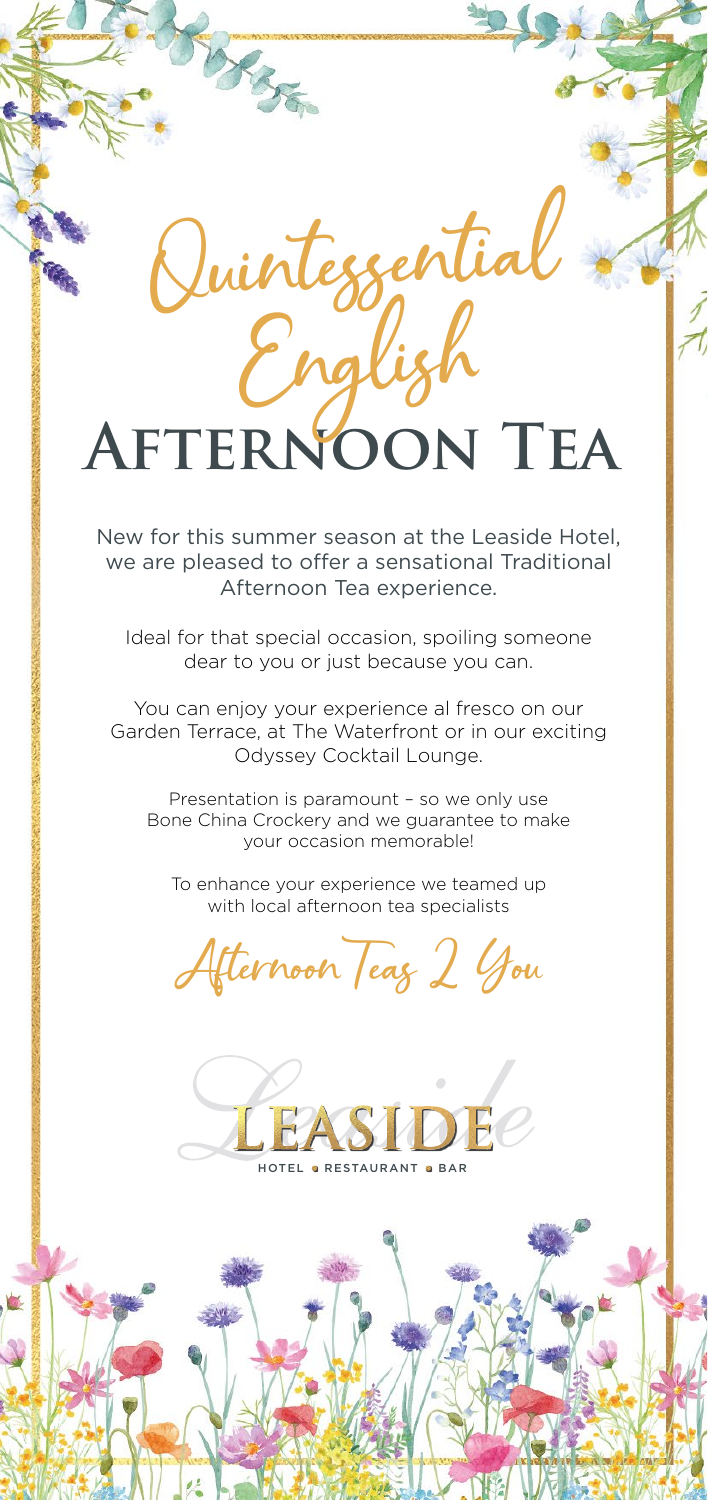# Quintessential English Afternoon Tea

New for this summer season at the Leaside Hotel, we are pleased to offer a sensational Traditional Afternoon Tea experience.

Ideal for that special occasion, spoiling someone dear to you or just because you can.

You can enjoy your experience al fresco on our Garden Terrace, at The Waterfront or in our exciting Odyssey Cocktail Lounge.

Presentation is paramount – so we only use Bone China Crockery and we guarantee to make your occasion memorable!

To enhance your experience we teamed up with local afternoon tea specialists

Afternoon Teas 2 You

LEASIDE

HOTEL • RESTAURANT • BAR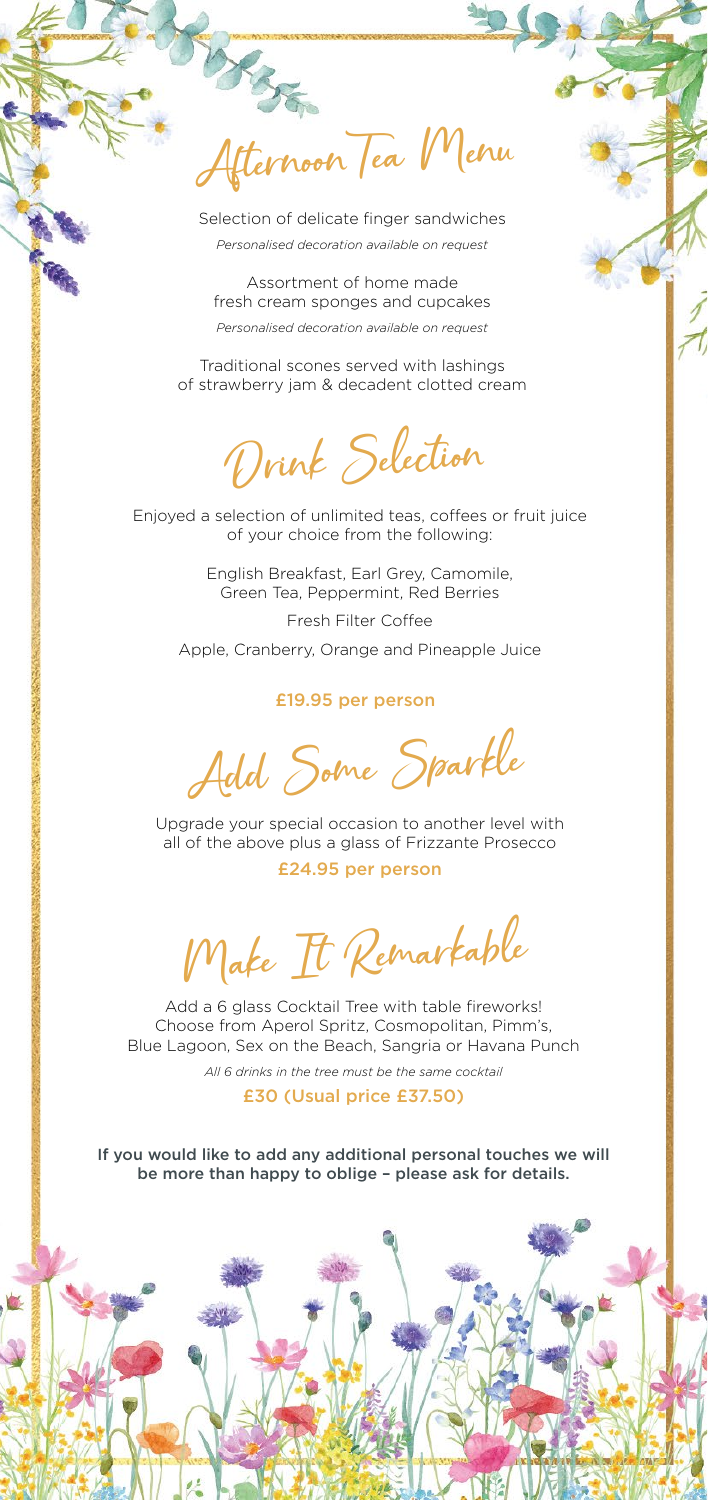# Afternoon Tea Menu

Selection of delicate finger sandwiches

*Personalised decoration available on request*

Assortment of home made fresh cream sponges and cupcakes

*Personalised decoration available on request*

Traditional scones served with lashings of strawberry jam & decadent clotted cream

## Drink Selection

Enjoyed a selection of unlimited teas, coffees or fruit juice of your choice from the following:

English Breakfast, Earl Grey, Camomile, Green Tea, Peppermint, Red Berries

Fresh Filter Coffee

Apple, Cranberry, Orange and Pineapple Juice

**£19.95 per person**

## Add Some Sparkle

Upgrade your special occasion to another level with all of the above plus a glass of Frizzante Prosecco

**£24.95 per person**

## Make It Remarkable

Add a 6 glass Cocktail Tree with table fireworks! Choose from Aperol Spritz, Cosmopolitan, Pimm's, Blue Lagoon, Sex on the Beach, Sangria or Havana Punch

*All 6 drinks in the tree must be the same cocktail*

**£30 (Usual price £37.50)**

**If you would like to add any additional personal touches we will be more than happy to oblige – please ask for details.**